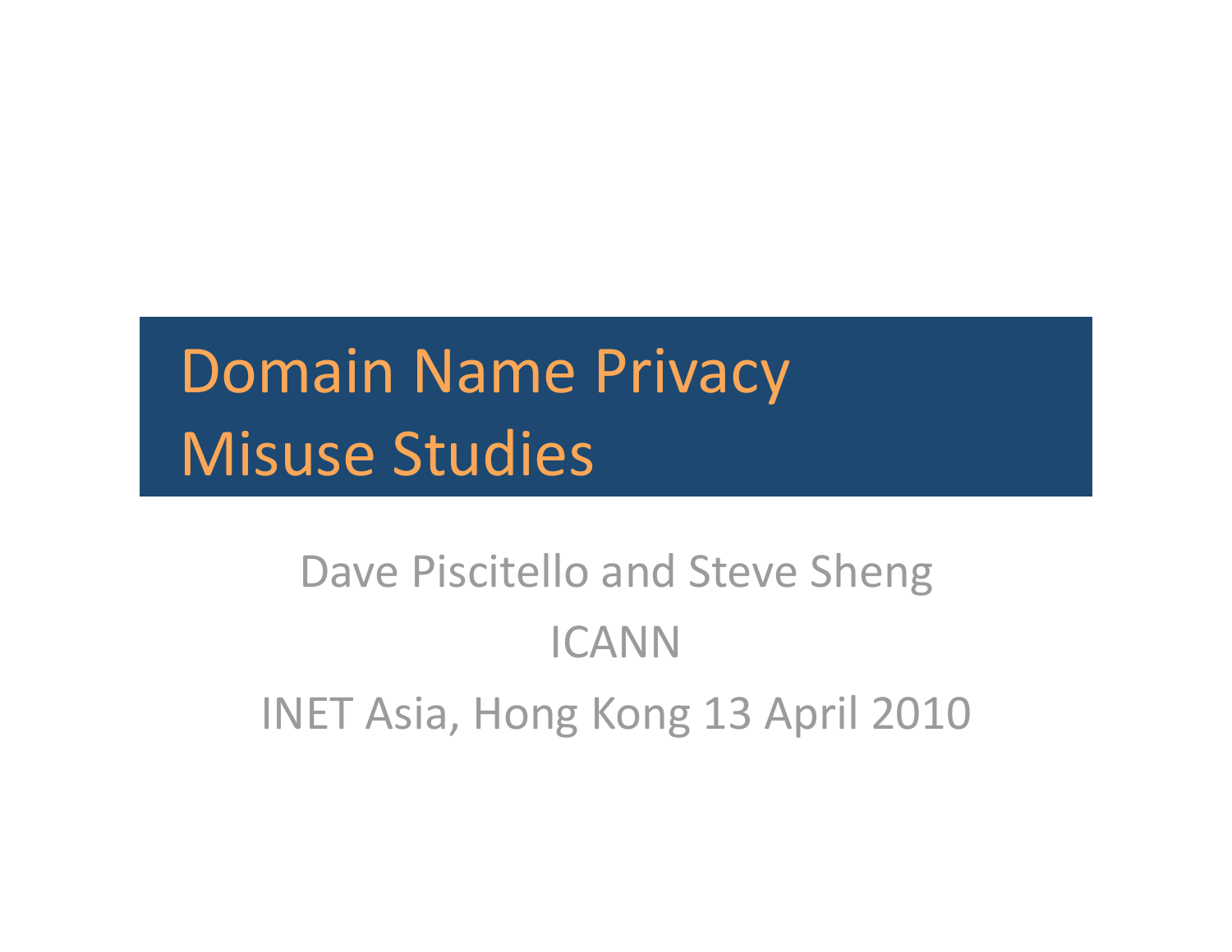# Domain Name Privacy Misuse Studies

Dave Piscitello and Steve Sheng

ICANN

INET Asia, Hong Kong 13 April 2010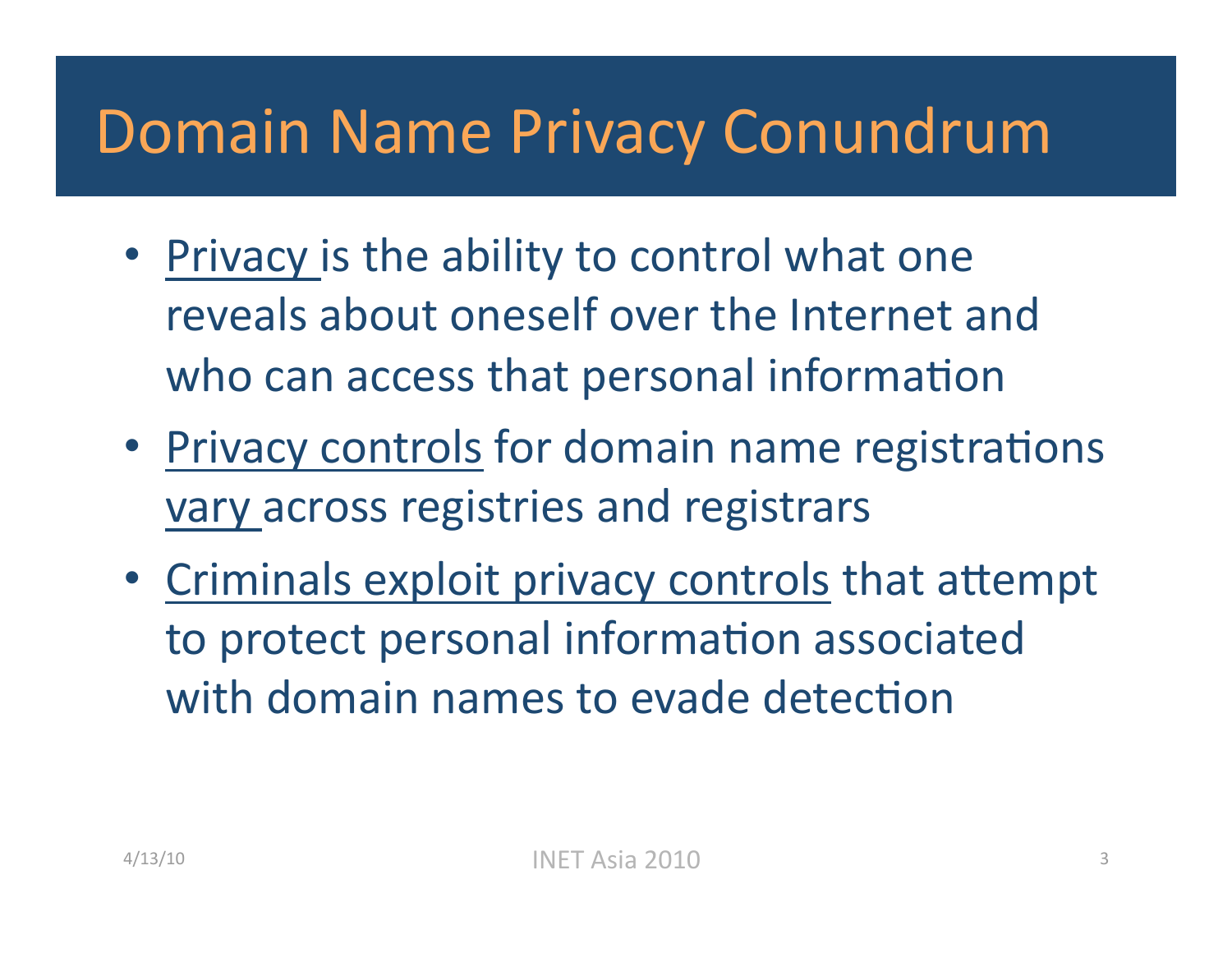# Domain Name Privacy Conundrum

- Privacy is the ability to control what one reveals about oneself over the Internet and who can access that personal information
- Privacy controls for domain name registrations vary across registries and registrars
- Criminals exploit privacy controls that attempt to protect personal information associated with domain names to evade detection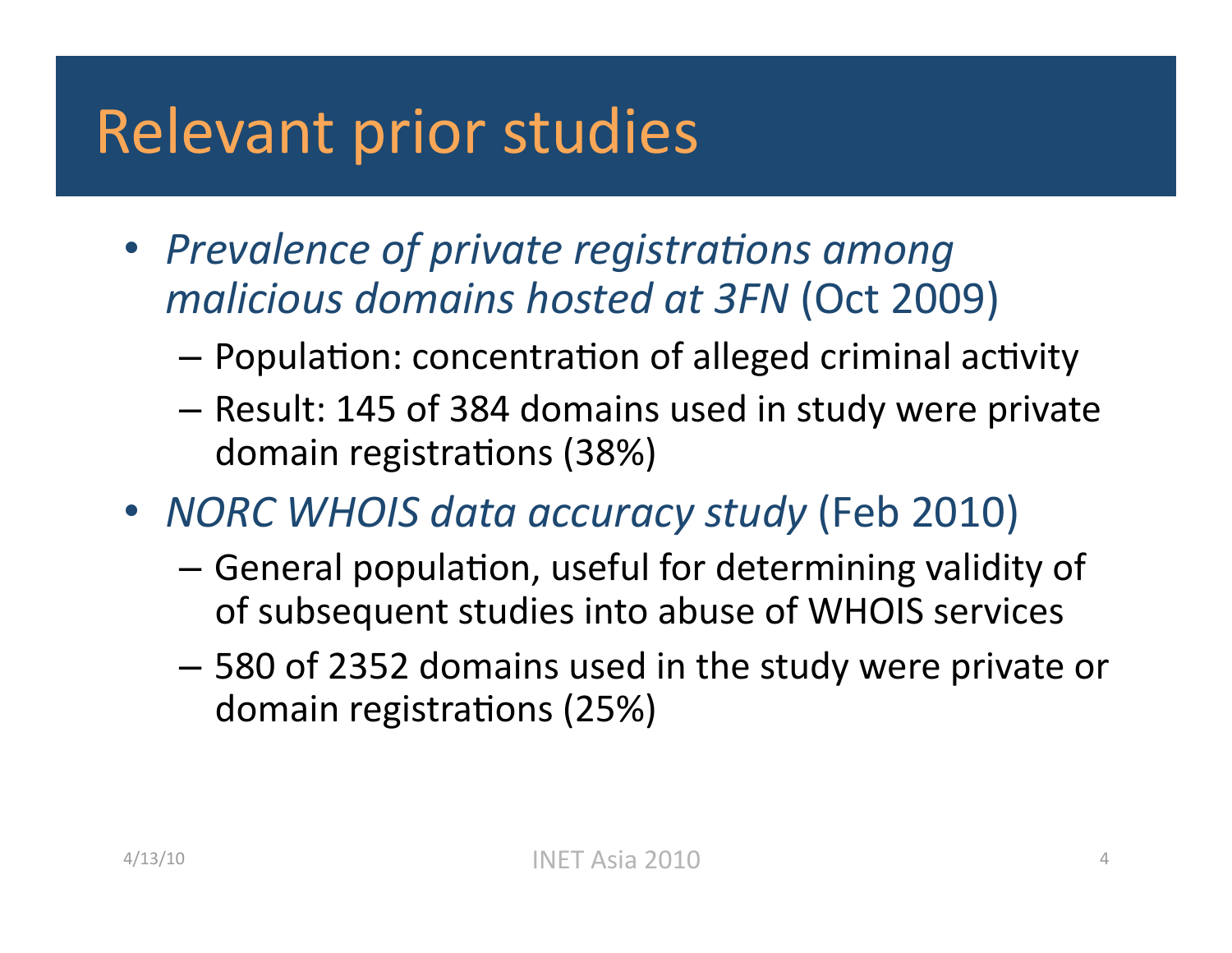# Relevant prior studies

- *Prevalence of private registrations among malicious domains hosted at 3FN* (Oct 2009)
  - Population: concentration of alleged criminal activity
  - Result: 145 of 384 domains used in study were private domain registrations (38%)
- *NORC WHOIS data accuracy study* (Feb 2010)
  - General population, useful for determining validity of of subsequent studies into abuse of WHOIS services
  - 580 of 2352 domains used in the study were private or domain registrations (25%)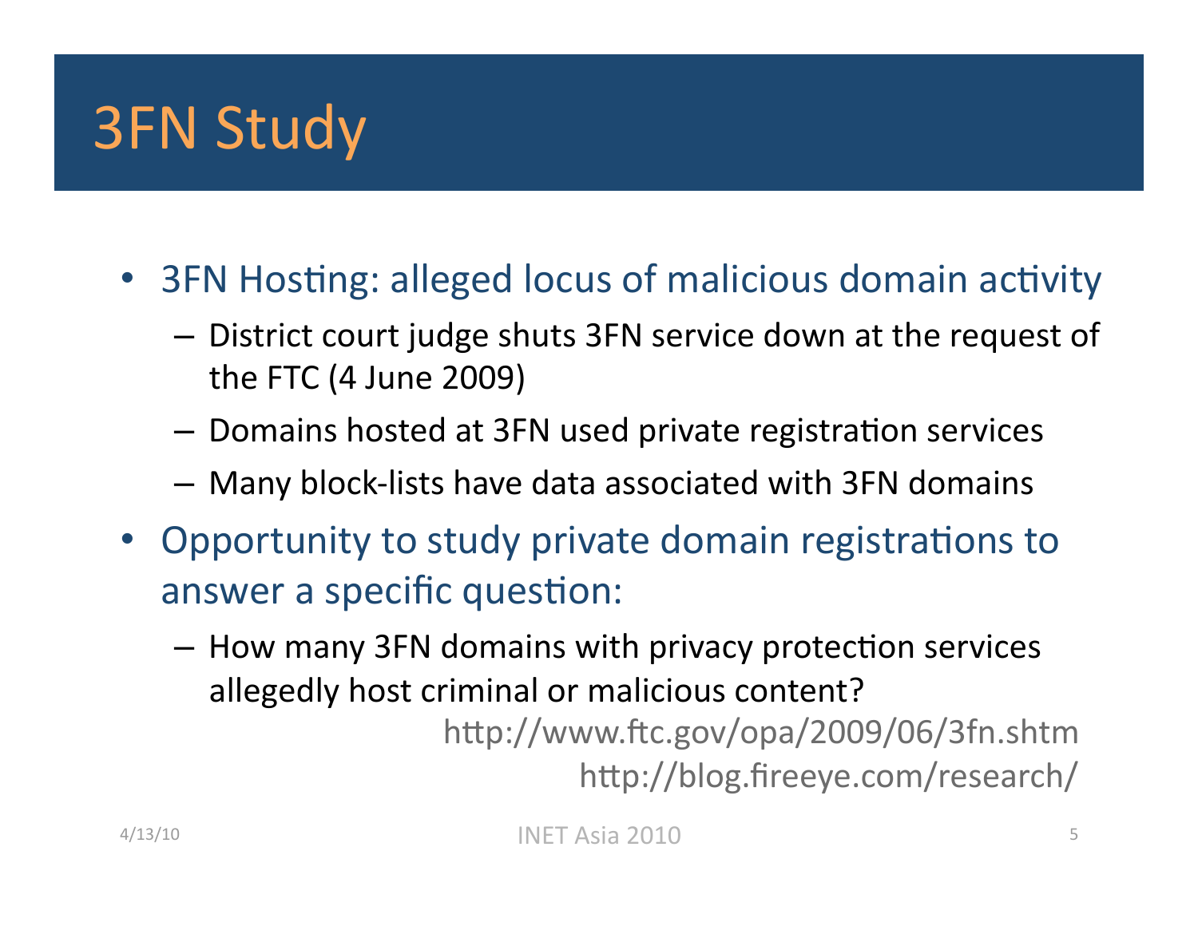# 3FN Study

- 3FN Hosting: alleged locus of malicious domain activity
  - District court judge shuts 3FN service down at the request of the FTC (4 June 2009)
  - Domains hosted at 3FN used private registration services
  - Many block-lists have data associated with 3FN domains
- Opportunity to study private domain registrations to answer a specific question:
  - How many 3FN domains with privacy protection services allegedly host criminal or malicious content?

http://www.ftc.gov/opa/2009/06/3fn.shtm
http://blog.fireeye.com/research/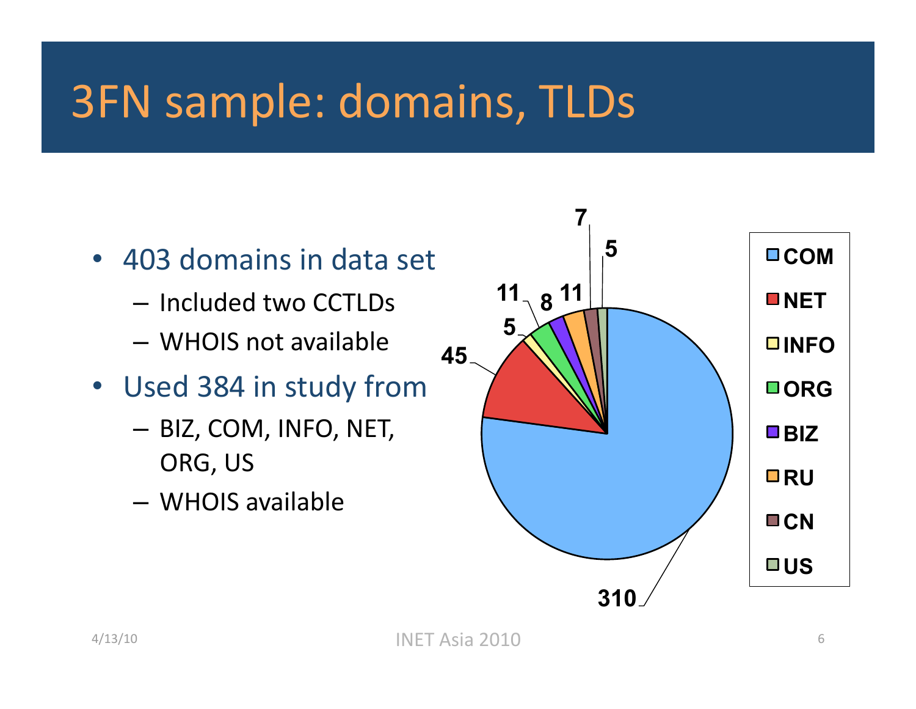# 3FN sample: domains, TLDs

- 403 domains in data set
  - Included two CCTLDs
  - WHOIS not available
- Used 384 in study from
  - BIZ, COM, INFO, NET, ORG, US
  - WHOIS available

| TLD | Domains |
| --- | --- |
| COM | 310 |
| NET | 45 |
| INFO | 5 |
| ORG | 11 |
| BIZ | 8 |
| RU | 11 |
| CN | 7 |
| US | 5 |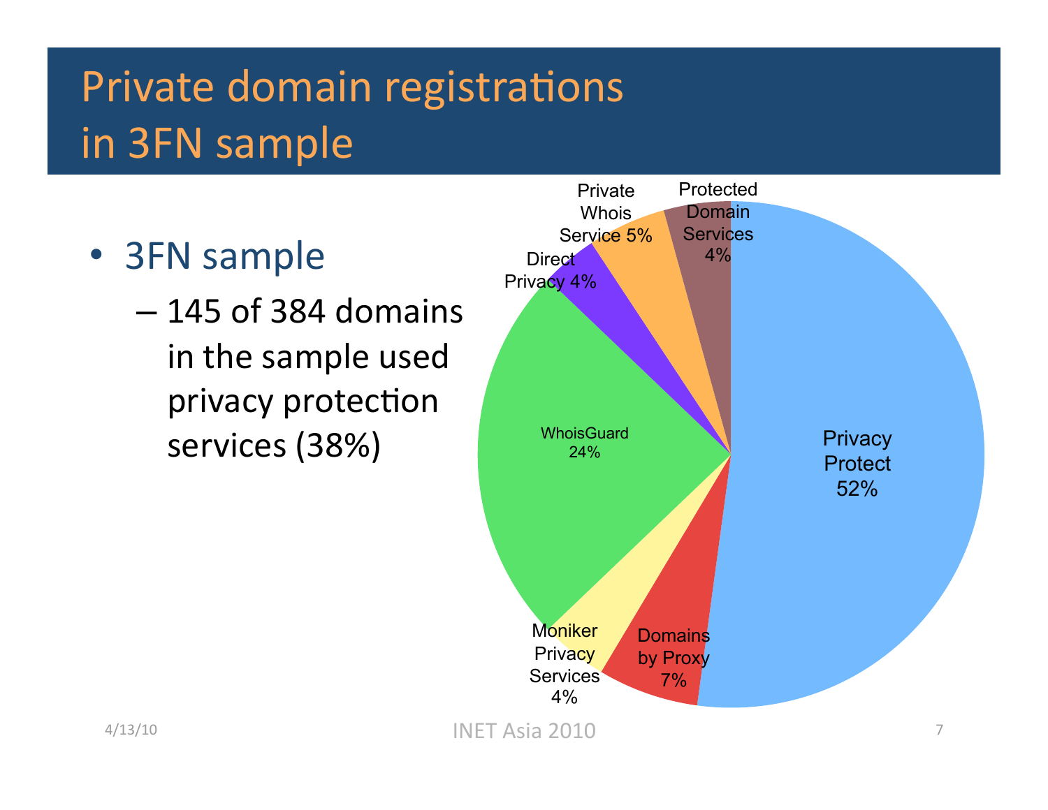# Private domain registrations in 3FN sample

- 3FN sample
  - 145 of 384 domains in the sample used privacy protection services (38%)

| Service | Share |
|---|---|
| Privacy Protect | 52% |
| WhoisGuard | 24% |
| Domains by Proxy | 7% |
| Private Whois Service | 5% |
| Protected Domain Services | 4% |
| Direct Privacy | 4% |
| Moniker Privacy Services | 4% |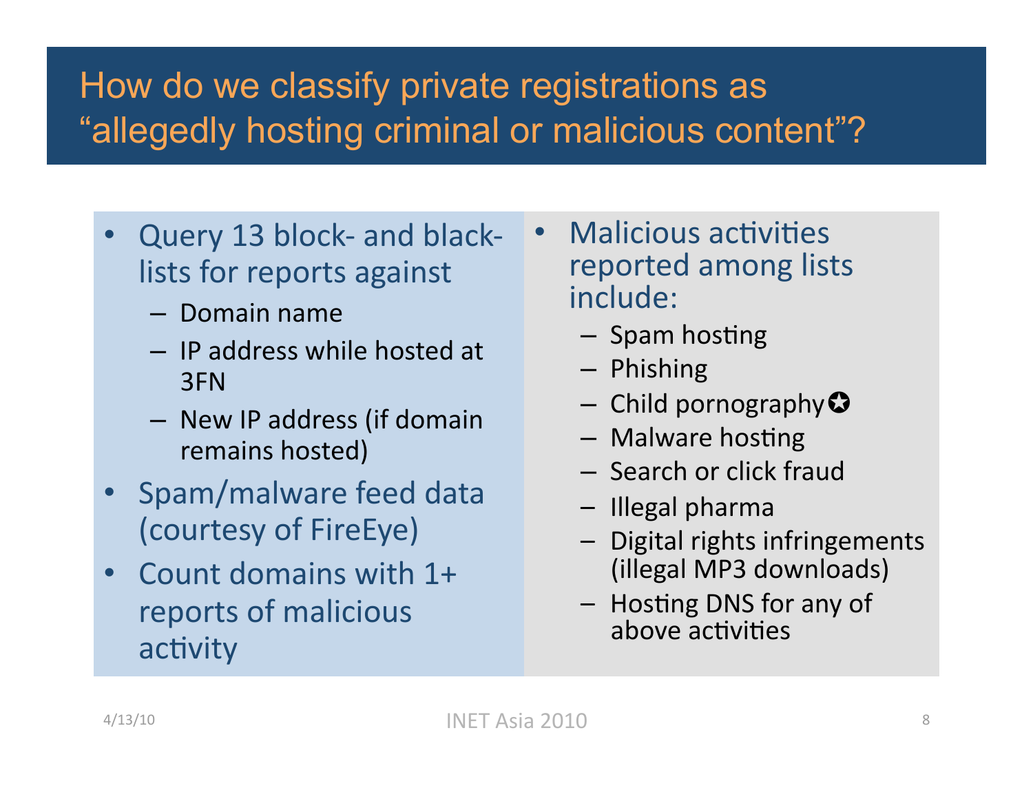# How do we classify private registrations as "allegedly hosting criminal or malicious content"?

- Query 13 block- and black-lists for reports against
  - Domain name
  - IP address while hosted at 3FN
  - New IP address (if domain remains hosted)
- Spam/malware feed data (courtesy of FireEye)
- Count domains with 1+ reports of malicious activity

- Malicious activities reported among lists include:
  - Spam hosting
  - Phishing
  - Child pornography✪
  - Malware hosting
  - Search or click fraud
  - Illegal pharma
  - Digital rights infringements (illegal MP3 downloads)
  - Hosting DNS for any of above activities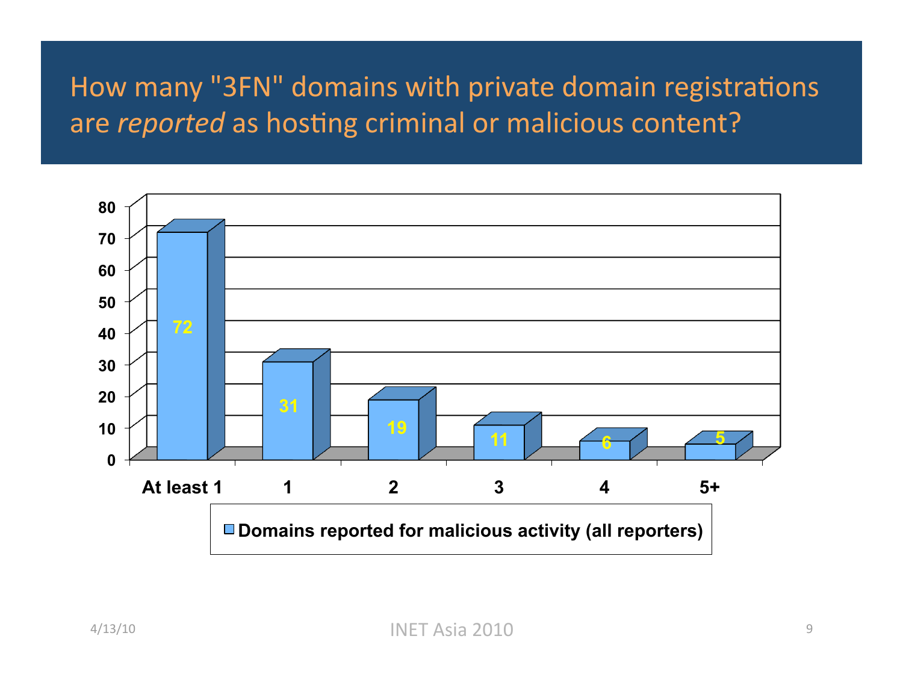# How many "3FN" domains with private domain registrations are *reported* as hosting criminal or malicious content?

| | At least 1 | 1 | 2 | 3 | 4 | 5+ |
|---|---|---|---|---|---|---|
| Domains reported for malicious activity (all reporters) | 72 | 31 | 19 | 11 | 6 | 5 |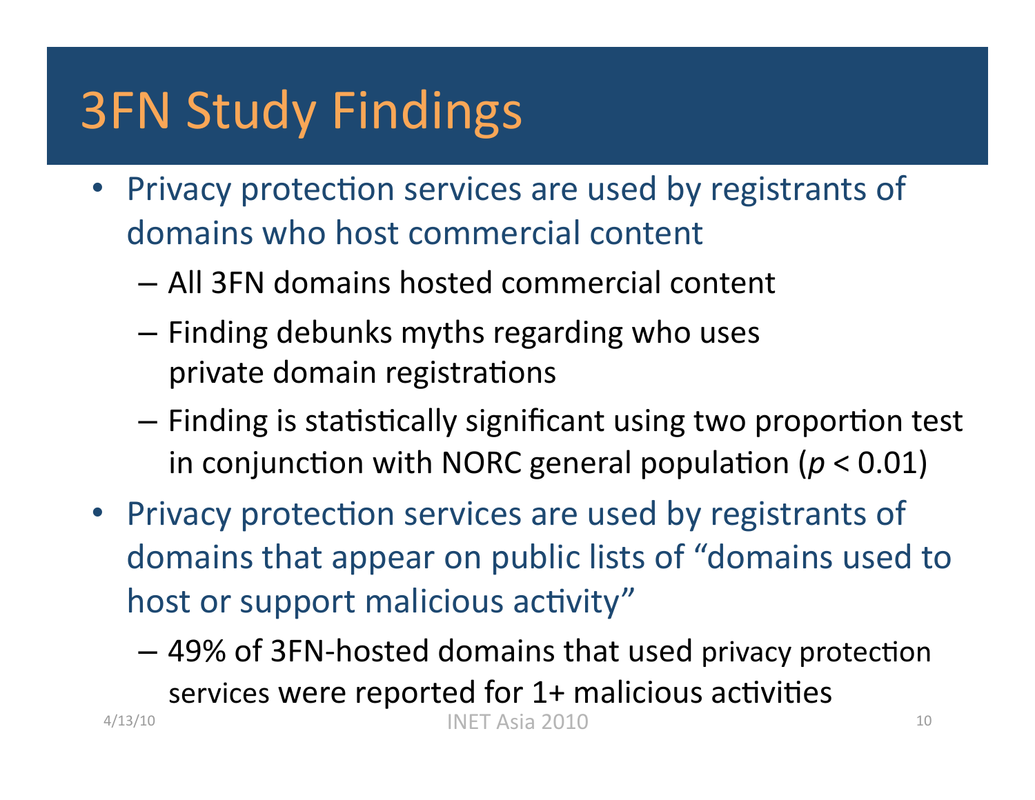# 3FN Study Findings

- Privacy protection services are used by registrants of domains who host commercial content
  - All 3FN domains hosted commercial content
  - Finding debunks myths regarding who uses private domain registrations
  - Finding is statistically significant using two proportion test in conjunction with NORC general population ($p < 0.01$)
- Privacy protection services are used by registrants of domains that appear on public lists of "domains used to host or support malicious activity"
  - 49% of 3FN-hosted domains that used privacy protection services were reported for 1+ malicious activities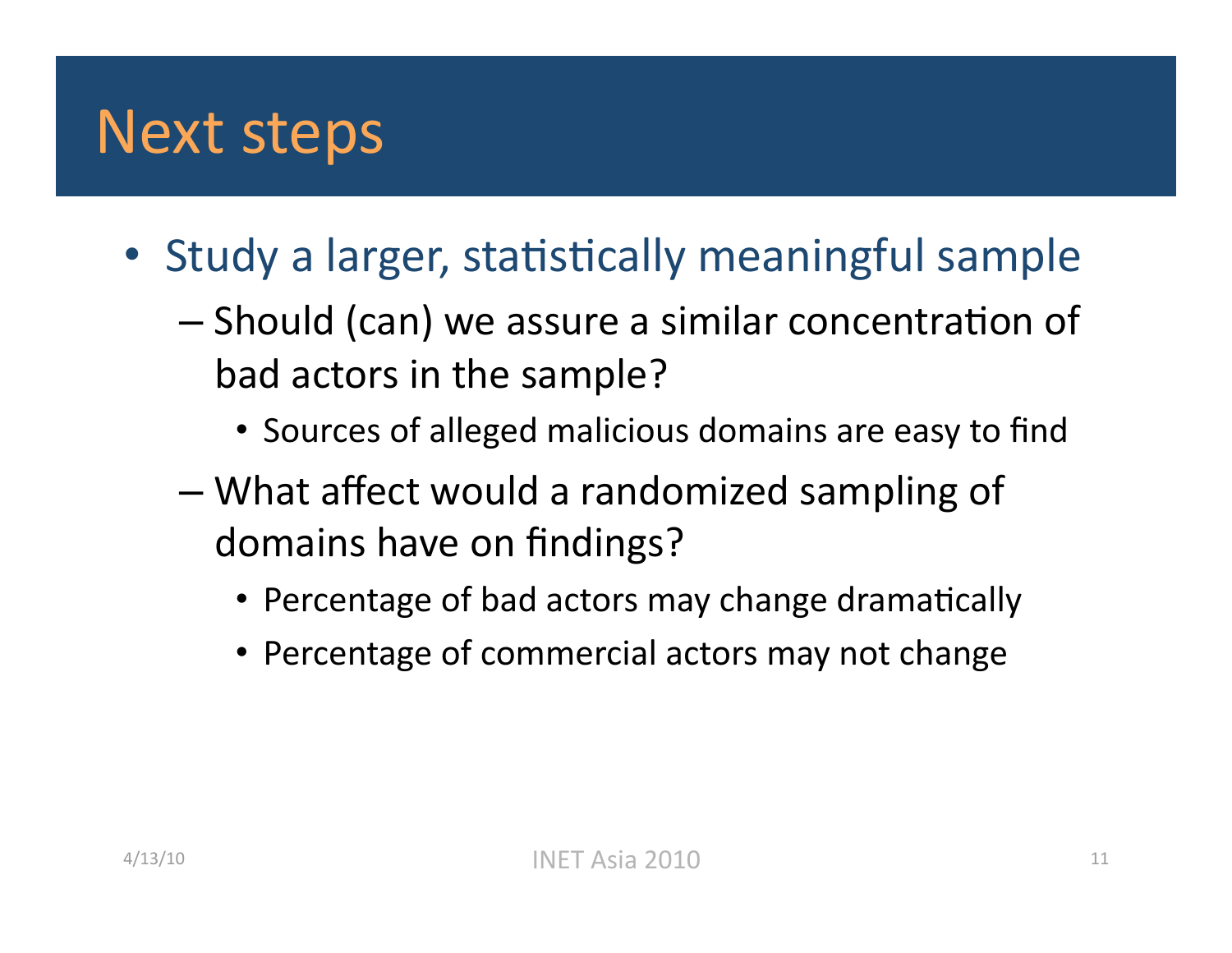# Next steps

- Study a larger, statistically meaningful sample
  - Should (can) we assure a similar concentration of bad actors in the sample?
    - Sources of alleged malicious domains are easy to find
  - What affect would a randomized sampling of domains have on findings?
    - Percentage of bad actors may change dramatically
    - Percentage of commercial actors may not change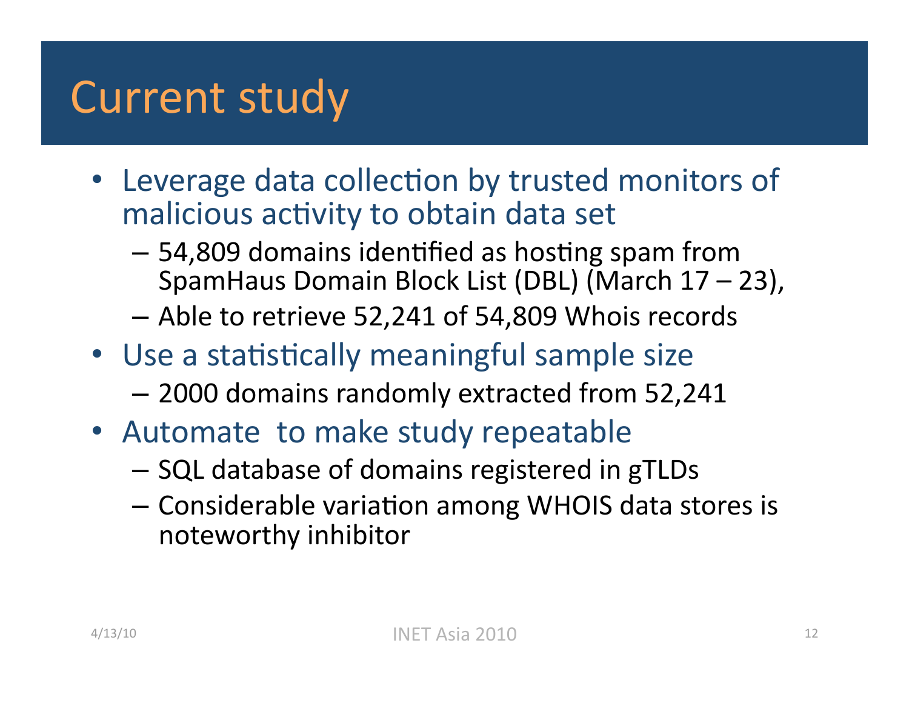# Current study

- Leverage data collection by trusted monitors of malicious activity to obtain data set
  - 54,809 domains identified as hosting spam from SpamHaus Domain Block List (DBL) (March 17 – 23),
  - Able to retrieve 52,241 of 54,809 Whois records
- Use a statistically meaningful sample size
  - 2000 domains randomly extracted from 52,241
- Automate to make study repeatable
  - SQL database of domains registered in gTLDs
  - Considerable variation among WHOIS data stores is noteworthy inhibitor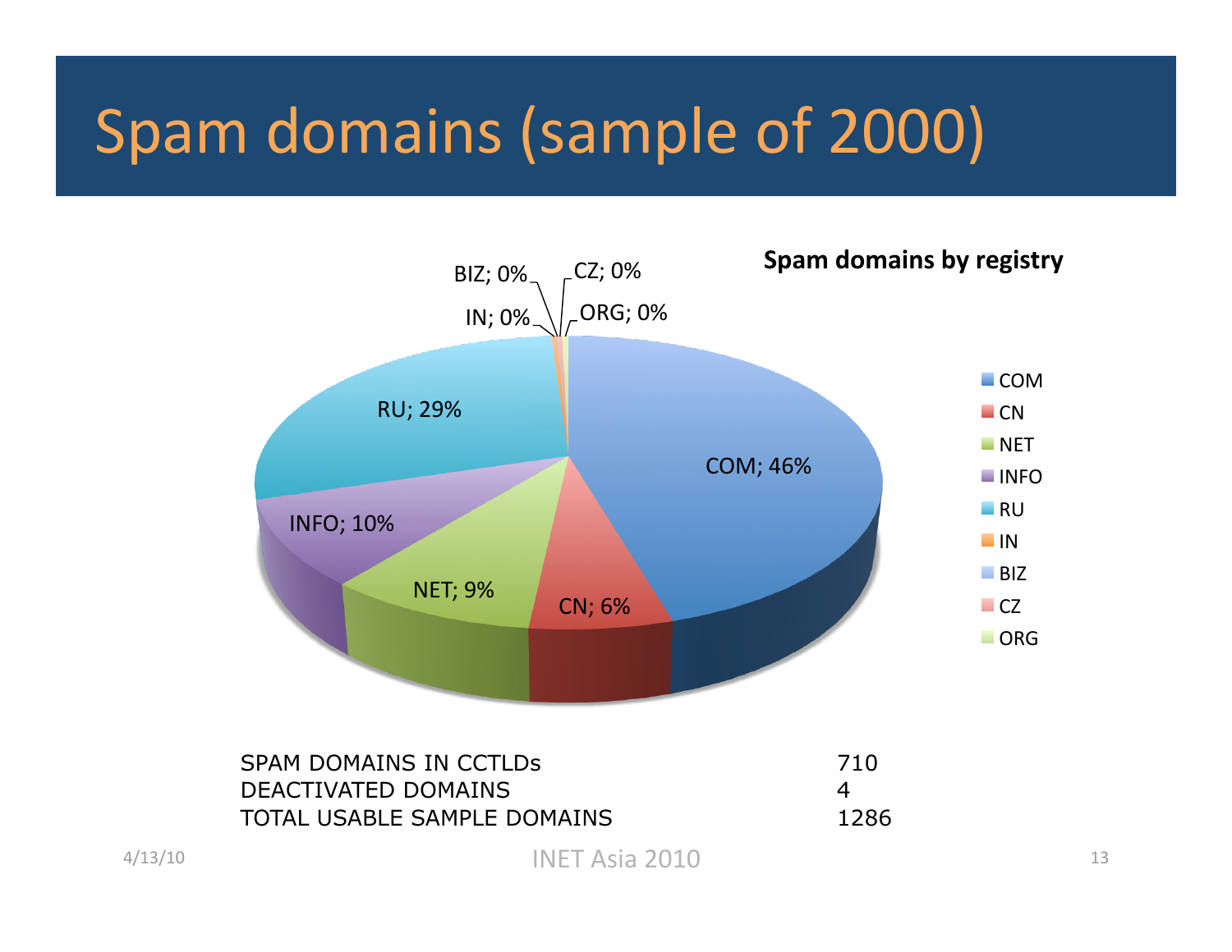# Spam domains (sample of 2000)

**Spam domains by registry**

| Registry | Share |
|---|---|
| COM | 46% |
| CN | 6% |
| NET | 9% |
| INFO | 10% |
| RU | 29% |
| IN | 0% |
| BIZ | 0% |
| CZ | 0% |
| ORG | 0% |

| | |
|---|---|
| SPAM DOMAINS IN CCTLDs | 710 |
| DEACTIVATED DOMAINS | 4 |
| TOTAL USABLE SAMPLE DOMAINS | 1286 |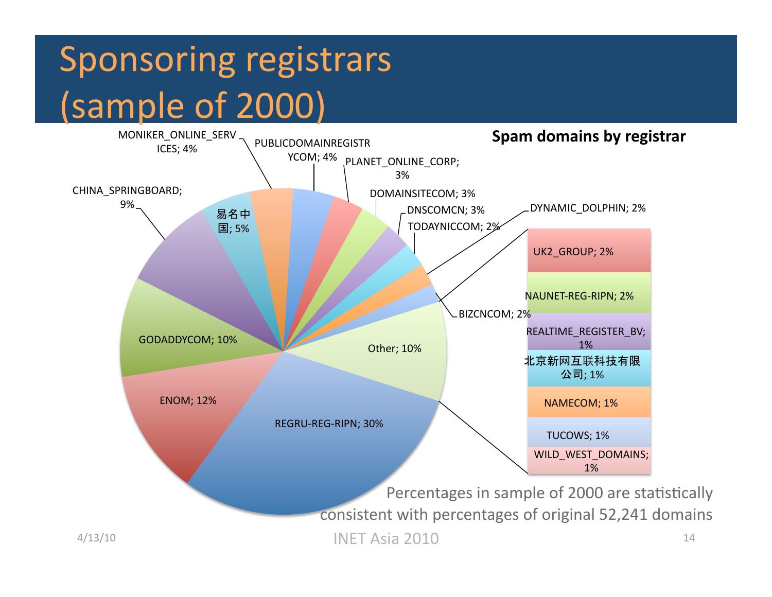# Sponsoring registrars (sample of 2000)

**Spam domains by registrar**

| Registrar | Percentage |
| --- | --- |
| REGRU-REG-RIPN | 30% |
| ENOM | 12% |
| GODADDYCOM | 10% |
| CHINA_SPRINGBOARD | 9% |
| 易名中国 | 5% |
| MONIKER_ONLINE_SERVICES | 4% |
| PUBLICDOMAINREGISTRYCOM | 4% |
| PLANET_ONLINE_CORP | 3% |
| DOMAINSITECOM | 3% |
| DNSCOMCN | 3% |
| TODAYNICCOM | 2% |
| DYNAMIC_DOLPHIN | 2% |
| BIZCNCOM | 2% |
| Other | 10% |

Other:

| Registrar | Percentage |
| --- | --- |
| UK2_GROUP | 2% |
| NAUNET-REG-RIPN | 2% |
| REALTIME_REGISTER_BV | 1% |
| 北京新网互联科技有限公司 | 1% |
| NAMECOM | 1% |
| TUCOWS | 1% |
| WILD_WEST_DOMAINS | 1% |

Percentages in sample of 2000 are statistically consistent with percentages of original 52,241 domains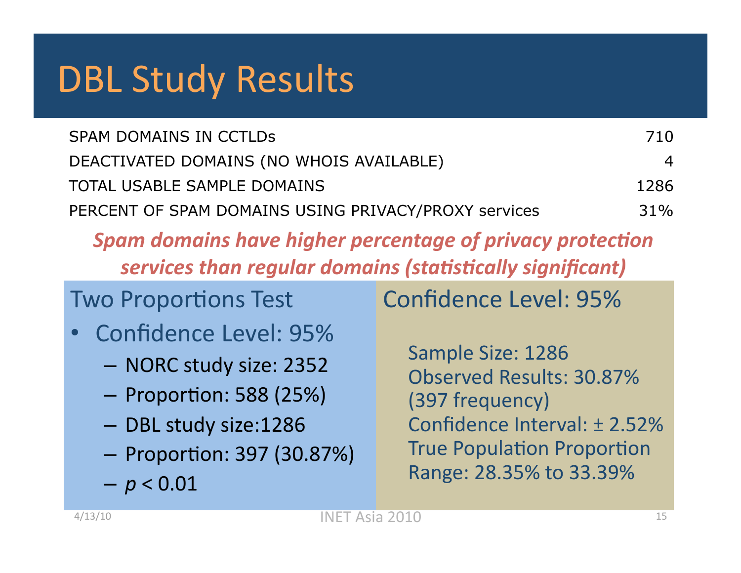# DBL Study Results

| | |
|---|---:|
| SPAM DOMAINS IN CCTLDs | 710 |
| DEACTIVATED DOMAINS (NO WHOIS AVAILABLE) | 4 |
| TOTAL USABLE SAMPLE DOMAINS | 1286 |
| PERCENT OF SPAM DOMAINS USING PRIVACY/PROXY services | 31% |

***Spam domains have higher percentage of privacy protection services than regular domains (statistically significant)***

## Two Proportions Test

- Confidence Level: 95%
  - NORC study size: 2352
  - Proportion: 588 (25%)
  - DBL study size:1286
  - Proportion: 397 (30.87%)
  - $p < 0.01$

## Confidence Level: 95%

Sample Size: 1286
Observed Results: 30.87% (397 frequency)
Confidence Interval: ± 2.52%
True Population Proportion Range: 28.35% to 33.39%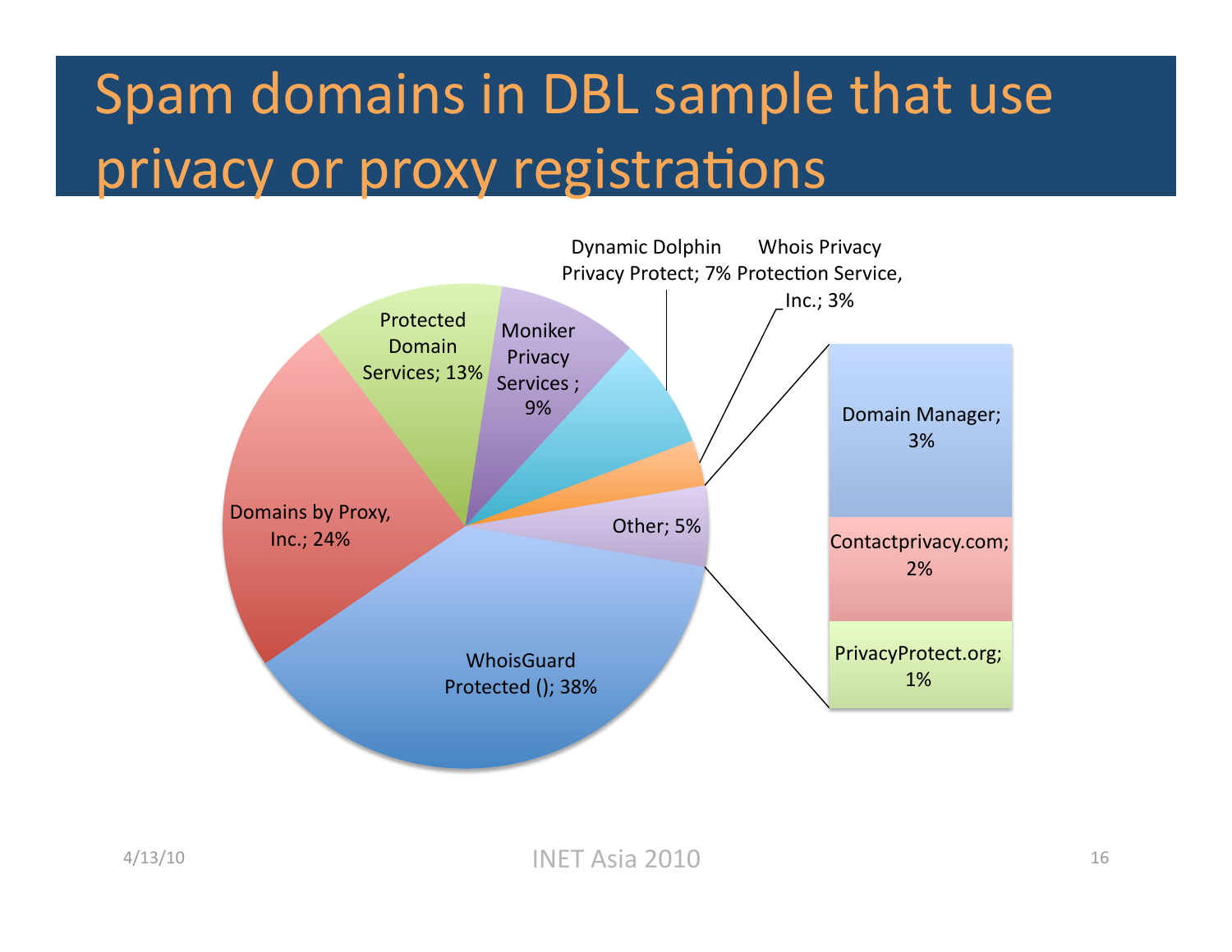# Spam domains in DBL sample that use privacy or proxy registrations

| Registration service | Share |
|---|---|
| WhoisGuard Protected (); | 38% |
| Domains by Proxy, Inc.; | 24% |
| Protected Domain Services; | 13% |
| Moniker Privacy Services ; | 9% |
| Dynamic Dolphin Privacy Protect; | 7% |
| Whois Privacy Protection Service, Inc.; | 3% |
| Other; | 5% |

Other breakdown:

| Registration service | Share |
|---|---|
| Domain Manager; | 3% |
| Contactprivacy.com; | 2% |
| PrivacyProtect.org; | 1% |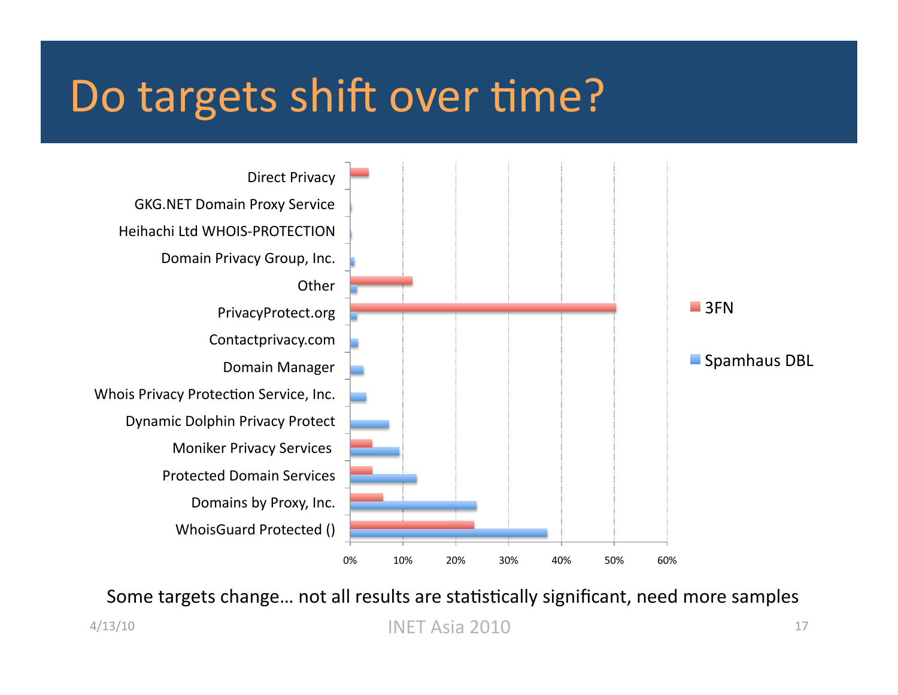# Do targets shift over time?

| Registrar/Privacy Service | 3FN | Spamhaus DBL |
|---|---|---|
| Direct Privacy | ~3.5% | |
| GKG.NET Domain Proxy Service | | ~0.2% |
| Heihachi Ltd WHOIS-PROTECTION | | ~0.2% |
| Domain Privacy Group, Inc. | | ~0.8% |
| Other | ~12% | ~1.2% |
| PrivacyProtect.org | ~50% | ~1.2% |
| Contactprivacy.com | | ~1.5% |
| Domain Manager | | ~2.5% |
| Whois Privacy Protection Service, Inc. | | ~3% |
| Dynamic Dolphin Privacy Protect | | ~7.5% |
| Moniker Privacy Services | ~4% | ~9.5% |
| Protected Domain Services | ~4% | ~12.5% |
| Domains by Proxy, Inc. | ~6% | ~24% |
| WhoisGuard Protected () | ~23.5% | ~37.5% |

Some targets change… not all results are statistically significant, need more samples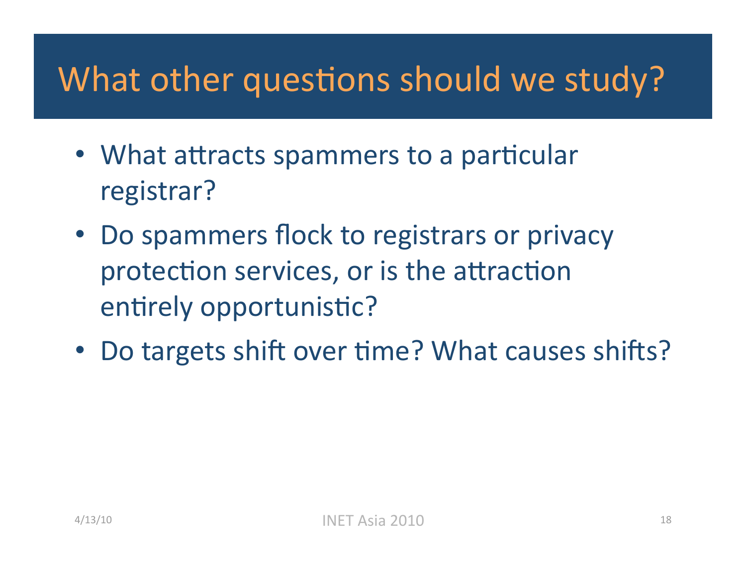# What other questions should we study?

- What attracts spammers to a particular registrar?
- Do spammers flock to registrars or privacy protection services, or is the attraction entirely opportunistic?
- Do targets shift over time? What causes shifts?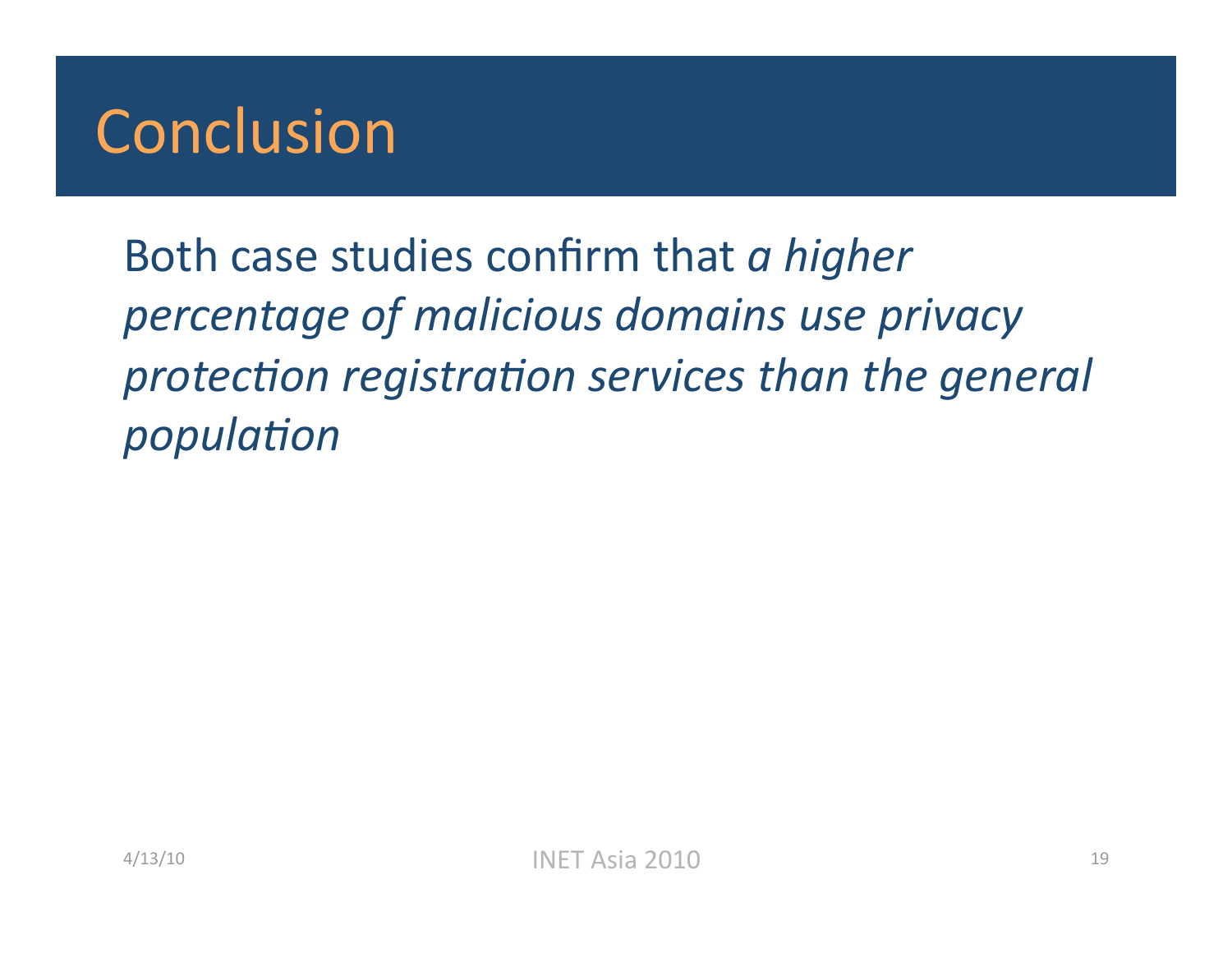# Conclusion

Both case studies confirm that *a higher percentage of malicious domains use privacy protection registration services than the general population*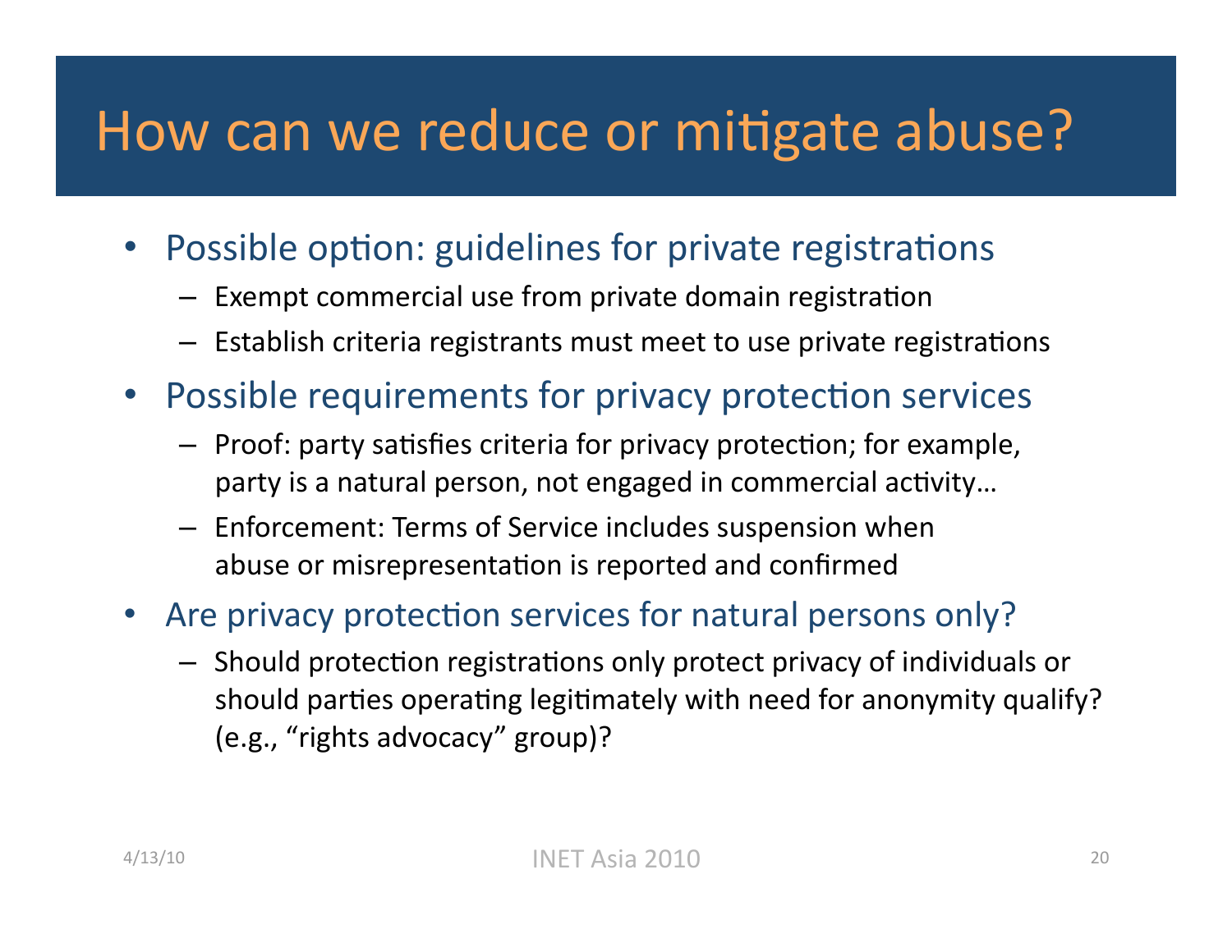# How can we reduce or mitigate abuse?

- Possible option: guidelines for private registrations
  - Exempt commercial use from private domain registration
  - Establish criteria registrants must meet to use private registrations
- Possible requirements for privacy protection services
  - Proof: party satisfies criteria for privacy protection; for example, party is a natural person, not engaged in commercial activity…
  - Enforcement: Terms of Service includes suspension when abuse or misrepresentation is reported and confirmed
- Are privacy protection services for natural persons only?
  - Should protection registrations only protect privacy of individuals or should parties operating legitimately with need for anonymity qualify? (e.g., "rights advocacy" group)?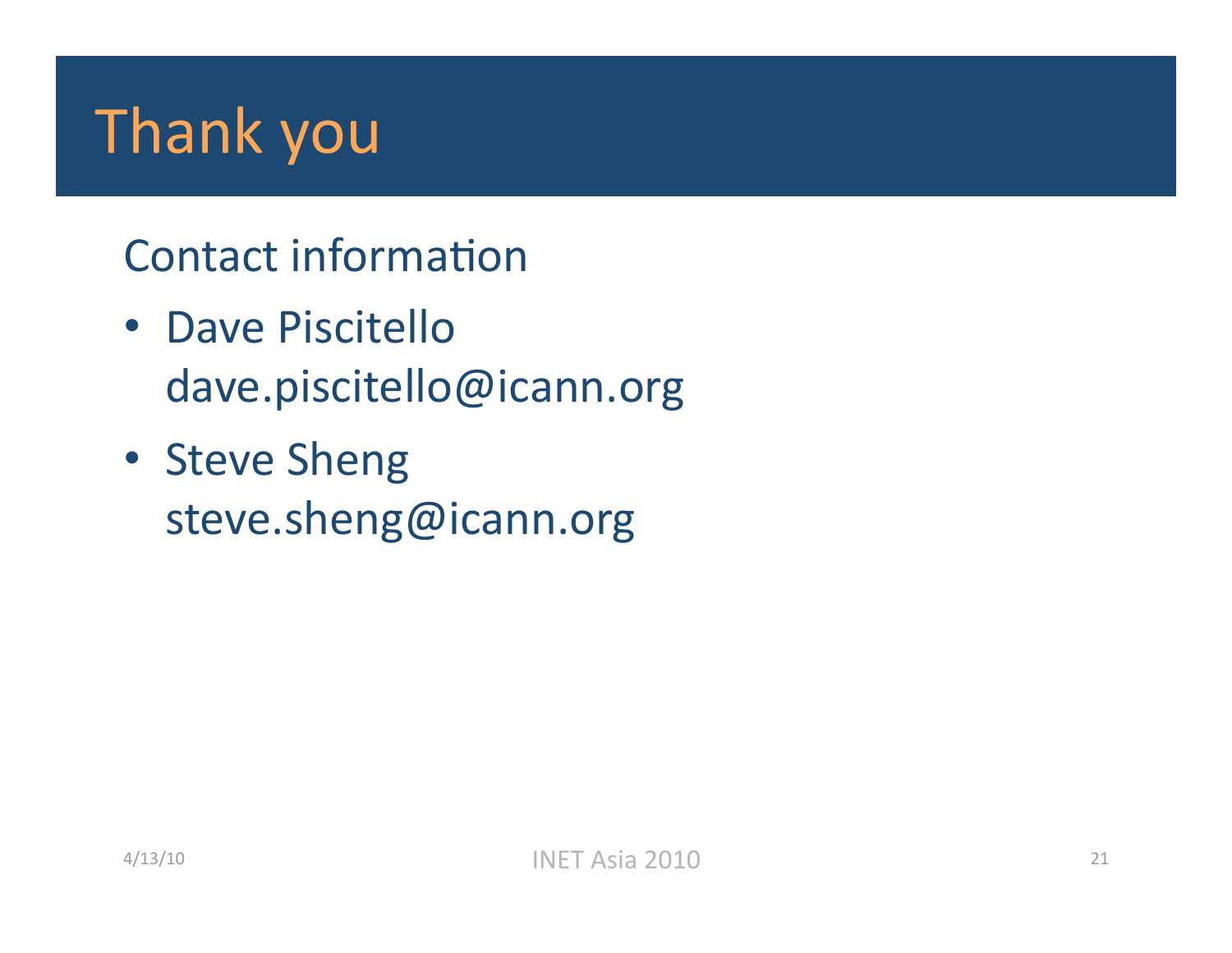# Thank you

Contact information

- Dave Piscitello
  dave.piscitello@icann.org
- Steve Sheng
  steve.sheng@icann.org